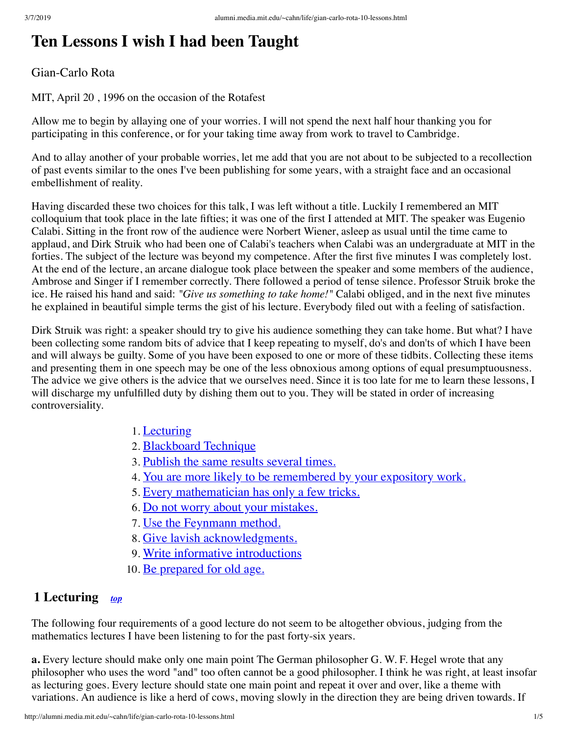# Ten Lessons I wish I had been Taught

Gian-Carlo Rota

MIT, April 20 , 1996 on the occasion of the Rotafest

Allow me to begin by allaying one of your worries. I will not spend the next half hour thanking you for participating in this conference, or for your taking time away from work to travel to Cambridge.

And to allay another of your probable worries, let me add that you are not about to be subjected to a recollection of past events similar to the ones I've been publishing for some years, with a straight face and an occasional embellishment of reality.

Having discarded these two choices for this talk, I was left without a title. Luckily I remembered an MIT colloquium that took place in the late fifties; it was one of the first I attended at MIT. The speaker was Eugenio Calabi. Sitting in the front row of the audience were Norbert Wiener, asleep as usual until the time came to applaud, and Dirk Struik who had been one of Calabi's teachers when Calabi was an undergraduate at MIT in the forties. The subject of the lecture was beyond my competence. After the first five minutes I was completely lost. At the end of the lecture, an arcane dialogue took place between the speaker and some members of the audience, Ambrose and Singer if I remember correctly. There followed a period of tense silence. Professor Struik broke the ice. He raised his hand and said: *"Give us something to take home!"* Calabi obliged, and in the next five minutes he explained in beautiful simple terms the gist of his lecture. Everybody filed out with a feeling of satisfaction.

Dirk Struik was right: a speaker should try to give his audience something they can take home. But what? I have been collecting some random bits of advice that I keep repeating to myself, do's and don'ts of which I have been and will always be guilty. Some of you have been exposed to one or more of these tidbits. Collecting these items and presenting them in one speech may be one of the less obnoxious among options of equal presumptuousness. The advice we give others is the advice that we ourselves need. Since it is too late for me to learn these lessons, I will discharge my unfulfilled duty by dishing them out to you. They will be stated in order of increasing controversiality.

1. Lecturing
2. Blackboard Technique
3. Publish the same results several times.
4. You are more likely to be remembered by your expository work.
5. Every mathematician has only a few tricks.
6. Do not worry about your mistakes.
7. Use the Feynmann method.
8. Give lavish acknowledgments.
9. Write informative introductions
10. Be prepared for old age.

## 1 Lecturing *top*

The following four requirements of a good lecture do not seem to be altogether obvious, judging from the mathematics lectures I have been listening to for the past forty-six years.

**a.** Every lecture should make only one main point The German philosopher G. W. F. Hegel wrote that any philosopher who uses the word "and" too often cannot be a good philosopher. I think he was right, at least insofar as lecturing goes. Every lecture should state one main point and repeat it over and over, like a theme with variations. An audience is like a herd of cows, moving slowly in the direction they are being driven towards. If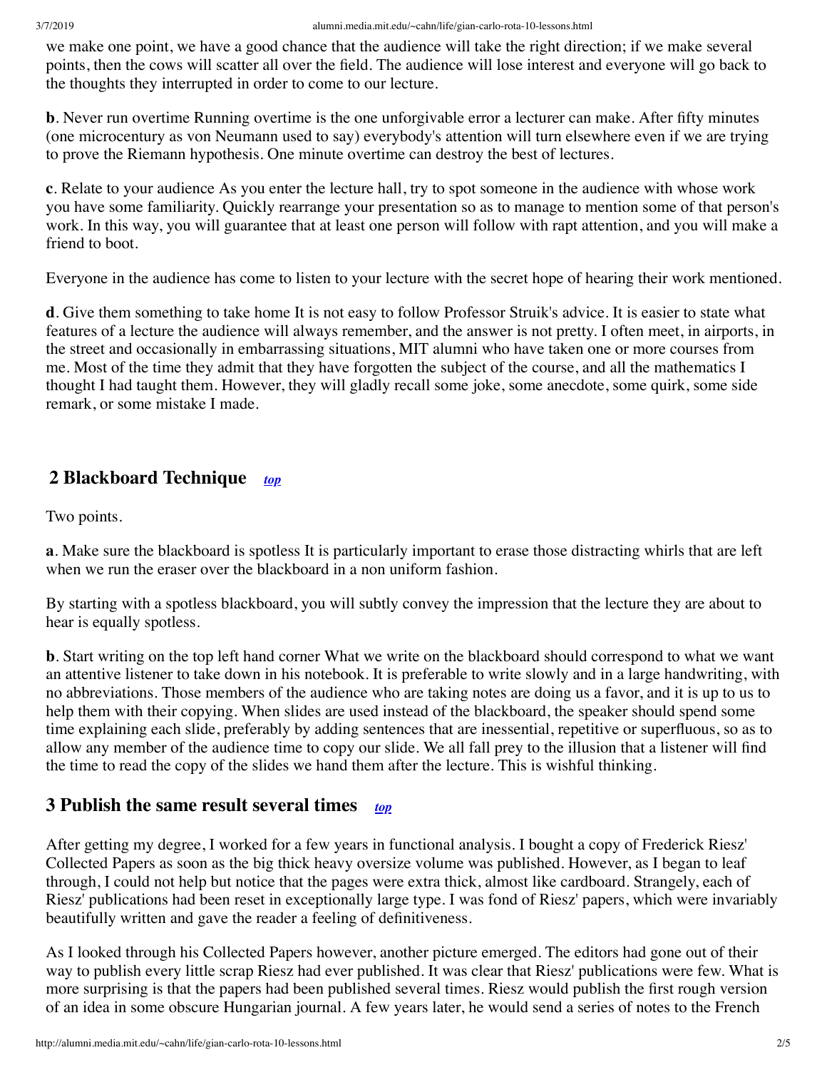we make one point, we have a good chance that the audience will take the right direction; if we make several points, then the cows will scatter all over the field. The audience will lose interest and everyone will go back to the thoughts they interrupted in order to come to our lecture.

**b**. Never run overtime Running overtime is the one unforgivable error a lecturer can make. After fifty minutes (one microcentury as von Neumann used to say) everybody's attention will turn elsewhere even if we are trying to prove the Riemann hypothesis. One minute overtime can destroy the best of lectures.

**c**. Relate to your audience As you enter the lecture hall, try to spot someone in the audience with whose work you have some familiarity. Quickly rearrange your presentation so as to manage to mention some of that person's work. In this way, you will guarantee that at least one person will follow with rapt attention, and you will make a friend to boot.

Everyone in the audience has come to listen to your lecture with the secret hope of hearing their work mentioned.

**d**. Give them something to take home It is not easy to follow Professor Struik's advice. It is easier to state what features of a lecture the audience will always remember, and the answer is not pretty. I often meet, in airports, in the street and occasionally in embarrassing situations, MIT alumni who have taken one or more courses from me. Most of the time they admit that they have forgotten the subject of the course, and all the mathematics I thought I had taught them. However, they will gladly recall some joke, some anecdote, some quirk, some side remark, or some mistake I made.

## 2 Blackboard Technique *top*

Two points.

**a**. Make sure the blackboard is spotless It is particularly important to erase those distracting whirls that are left when we run the eraser over the blackboard in a non uniform fashion.

By starting with a spotless blackboard, you will subtly convey the impression that the lecture they are about to hear is equally spotless.

**b**. Start writing on the top left hand corner What we write on the blackboard should correspond to what we want an attentive listener to take down in his notebook. It is preferable to write slowly and in a large handwriting, with no abbreviations. Those members of the audience who are taking notes are doing us a favor, and it is up to us to help them with their copying. When slides are used instead of the blackboard, the speaker should spend some time explaining each slide, preferably by adding sentences that are inessential, repetitive or superfluous, so as to allow any member of the audience time to copy our slide. We all fall prey to the illusion that a listener will find the time to read the copy of the slides we hand them after the lecture. This is wishful thinking.

## 3 Publish the same result several times *top*

After getting my degree, I worked for a few years in functional analysis. I bought a copy of Frederick Riesz' Collected Papers as soon as the big thick heavy oversize volume was published. However, as I began to leaf through, I could not help but notice that the pages were extra thick, almost like cardboard. Strangely, each of Riesz' publications had been reset in exceptionally large type. I was fond of Riesz' papers, which were invariably beautifully written and gave the reader a feeling of definitiveness.

As I looked through his Collected Papers however, another picture emerged. The editors had gone out of their way to publish every little scrap Riesz had ever published. It was clear that Riesz' publications were few. What is more surprising is that the papers had been published several times. Riesz would publish the first rough version of an idea in some obscure Hungarian journal. A few years later, he would send a series of notes to the French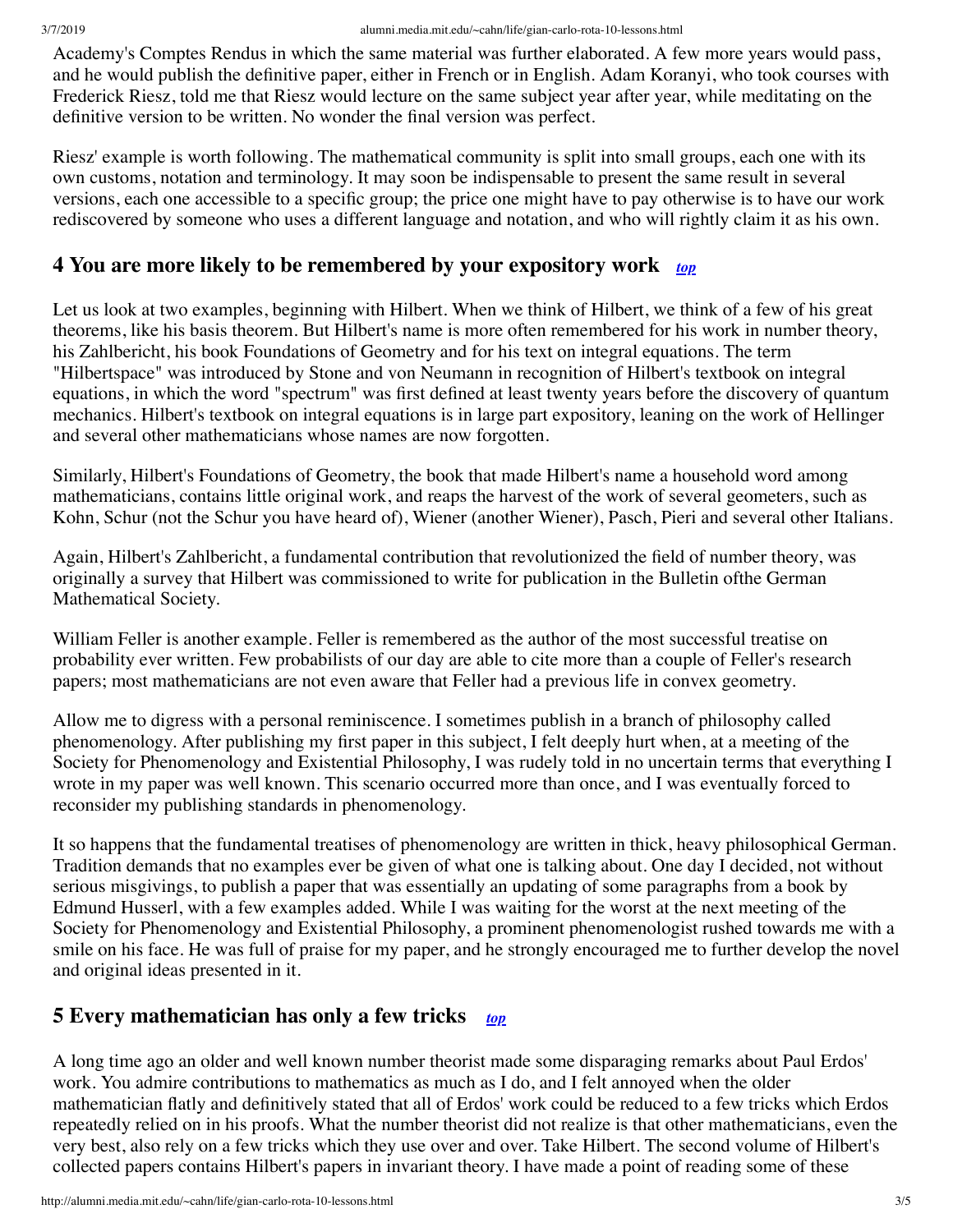Academy's Comptes Rendus in which the same material was further elaborated. A few more years would pass, and he would publish the definitive paper, either in French or in English. Adam Koranyi, who took courses with Frederick Riesz, told me that Riesz would lecture on the same subject year after year, while meditating on the definitive version to be written. No wonder the final version was perfect.

Riesz' example is worth following. The mathematical community is split into small groups, each one with its own customs, notation and terminology. It may soon be indispensable to present the same result in several versions, each one accessible to a specific group; the price one might have to pay otherwise is to have our work rediscovered by someone who uses a different language and notation, and who will rightly claim it as his own.

## 4 You are more likely to be remembered by your expository work *top*

Let us look at two examples, beginning with Hilbert. When we think of Hilbert, we think of a few of his great theorems, like his basis theorem. But Hilbert's name is more often remembered for his work in number theory, his Zahlbericht, his book Foundations of Geometry and for his text on integral equations. The term "Hilbertspace" was introduced by Stone and von Neumann in recognition of Hilbert's textbook on integral equations, in which the word "spectrum" was first defined at least twenty years before the discovery of quantum mechanics. Hilbert's textbook on integral equations is in large part expository, leaning on the work of Hellinger and several other mathematicians whose names are now forgotten.

Similarly, Hilbert's Foundations of Geometry, the book that made Hilbert's name a household word among mathematicians, contains little original work, and reaps the harvest of the work of several geometers, such as Kohn, Schur (not the Schur you have heard of), Wiener (another Wiener), Pasch, Pieri and several other Italians.

Again, Hilbert's Zahlbericht, a fundamental contribution that revolutionized the field of number theory, was originally a survey that Hilbert was commissioned to write for publication in the Bulletin ofthe German Mathematical Society.

William Feller is another example. Feller is remembered as the author of the most successful treatise on probability ever written. Few probabilists of our day are able to cite more than a couple of Feller's research papers; most mathematicians are not even aware that Feller had a previous life in convex geometry.

Allow me to digress with a personal reminiscence. I sometimes publish in a branch of philosophy called phenomenology. After publishing my first paper in this subject, I felt deeply hurt when, at a meeting of the Society for Phenomenology and Existential Philosophy, I was rudely told in no uncertain terms that everything I wrote in my paper was well known. This scenario occurred more than once, and I was eventually forced to reconsider my publishing standards in phenomenology.

It so happens that the fundamental treatises of phenomenology are written in thick, heavy philosophical German. Tradition demands that no examples ever be given of what one is talking about. One day I decided, not without serious misgivings, to publish a paper that was essentially an updating of some paragraphs from a book by Edmund Husserl, with a few examples added. While I was waiting for the worst at the next meeting of the Society for Phenomenology and Existential Philosophy, a prominent phenomenologist rushed towards me with a smile on his face. He was full of praise for my paper, and he strongly encouraged me to further develop the novel and original ideas presented in it.

## 5 Every mathematician has only a few tricks *top*

A long time ago an older and well known number theorist made some disparaging remarks about Paul Erdos' work. You admire contributions to mathematics as much as I do, and I felt annoyed when the older mathematician flatly and definitively stated that all of Erdos' work could be reduced to a few tricks which Erdos repeatedly relied on in his proofs. What the number theorist did not realize is that other mathematicians, even the very best, also rely on a few tricks which they use over and over. Take Hilbert. The second volume of Hilbert's collected papers contains Hilbert's papers in invariant theory. I have made a point of reading some of these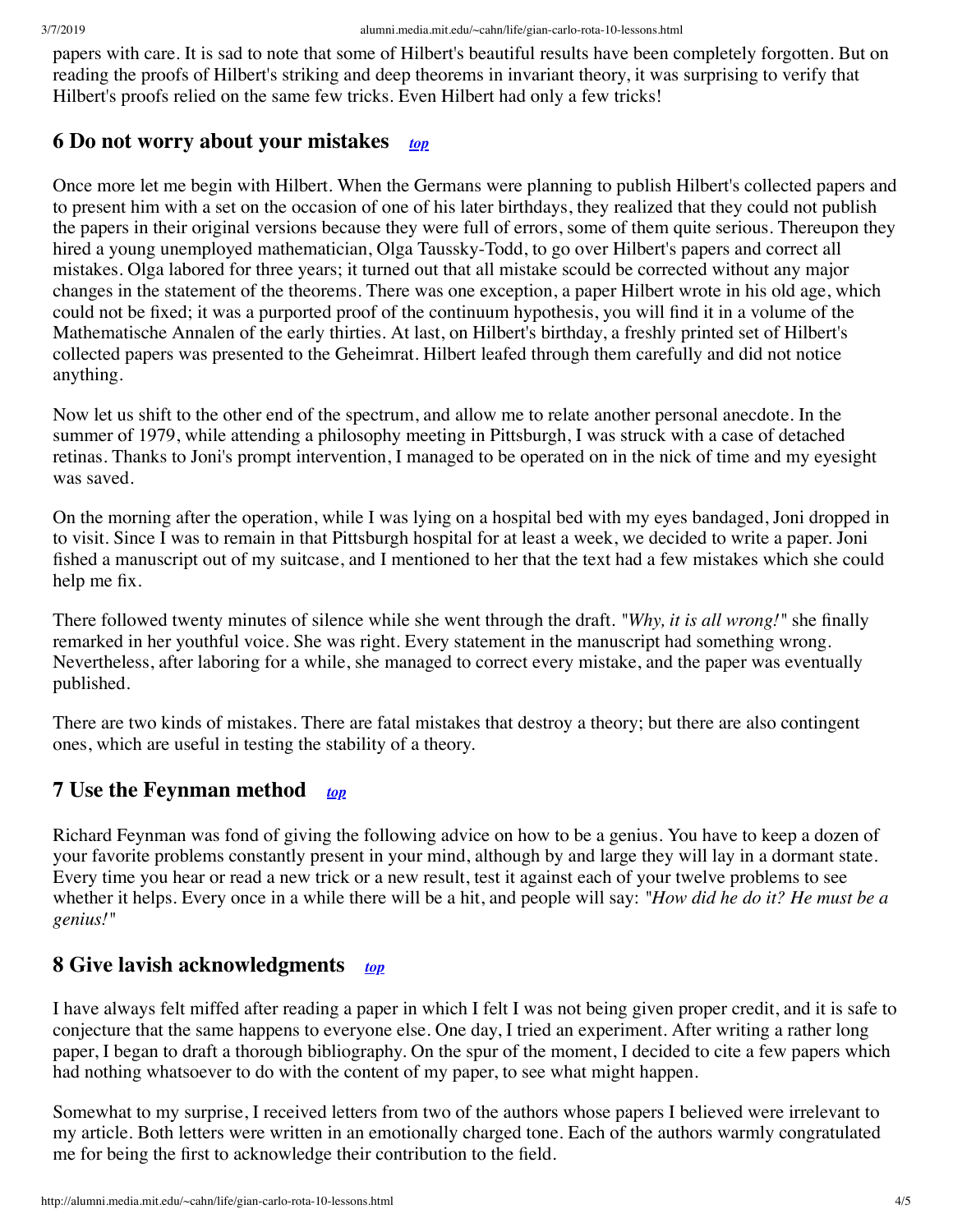papers with care. It is sad to note that some of Hilbert's beautiful results have been completely forgotten. But on reading the proofs of Hilbert's striking and deep theorems in invariant theory, it was surprising to verify that Hilbert's proofs relied on the same few tricks. Even Hilbert had only a few tricks!

## 6 Do not worry about your mistakes *top*

Once more let me begin with Hilbert. When the Germans were planning to publish Hilbert's collected papers and to present him with a set on the occasion of one of his later birthdays, they realized that they could not publish the papers in their original versions because they were full of errors, some of them quite serious. Thereupon they hired a young unemployed mathematician, Olga Taussky-Todd, to go over Hilbert's papers and correct all mistakes. Olga labored for three years; it turned out that all mistake scould be corrected without any major changes in the statement of the theorems. There was one exception, a paper Hilbert wrote in his old age, which could not be fixed; it was a purported proof of the continuum hypothesis, you will find it in a volume of the Mathematische Annalen of the early thirties. At last, on Hilbert's birthday, a freshly printed set of Hilbert's collected papers was presented to the Geheimrat. Hilbert leafed through them carefully and did not notice anything.

Now let us shift to the other end of the spectrum, and allow me to relate another personal anecdote. In the summer of 1979, while attending a philosophy meeting in Pittsburgh, I was struck with a case of detached retinas. Thanks to Joni's prompt intervention, I managed to be operated on in the nick of time and my eyesight was saved.

On the morning after the operation, while I was lying on a hospital bed with my eyes bandaged, Joni dropped in to visit. Since I was to remain in that Pittsburgh hospital for at least a week, we decided to write a paper. Joni fished a manuscript out of my suitcase, and I mentioned to her that the text had a few mistakes which she could help me fix.

There followed twenty minutes of silence while she went through the draft. "*Why, it is all wrong!*" she finally remarked in her youthful voice. She was right. Every statement in the manuscript had something wrong. Nevertheless, after laboring for a while, she managed to correct every mistake, and the paper was eventually published.

There are two kinds of mistakes. There are fatal mistakes that destroy a theory; but there are also contingent ones, which are useful in testing the stability of a theory.

## 7 Use the Feynman method *top*

Richard Feynman was fond of giving the following advice on how to be a genius. You have to keep a dozen of your favorite problems constantly present in your mind, although by and large they will lay in a dormant state. Every time you hear or read a new trick or a new result, test it against each of your twelve problems to see whether it helps. Every once in a while there will be a hit, and people will say: "*How did he do it? He must be a genius!*"

## 8 Give lavish acknowledgments *top*

I have always felt miffed after reading a paper in which I felt I was not being given proper credit, and it is safe to conjecture that the same happens to everyone else. One day, I tried an experiment. After writing a rather long paper, I began to draft a thorough bibliography. On the spur of the moment, I decided to cite a few papers which had nothing whatsoever to do with the content of my paper, to see what might happen.

Somewhat to my surprise, I received letters from two of the authors whose papers I believed were irrelevant to my article. Both letters were written in an emotionally charged tone. Each of the authors warmly congratulated me for being the first to acknowledge their contribution to the field.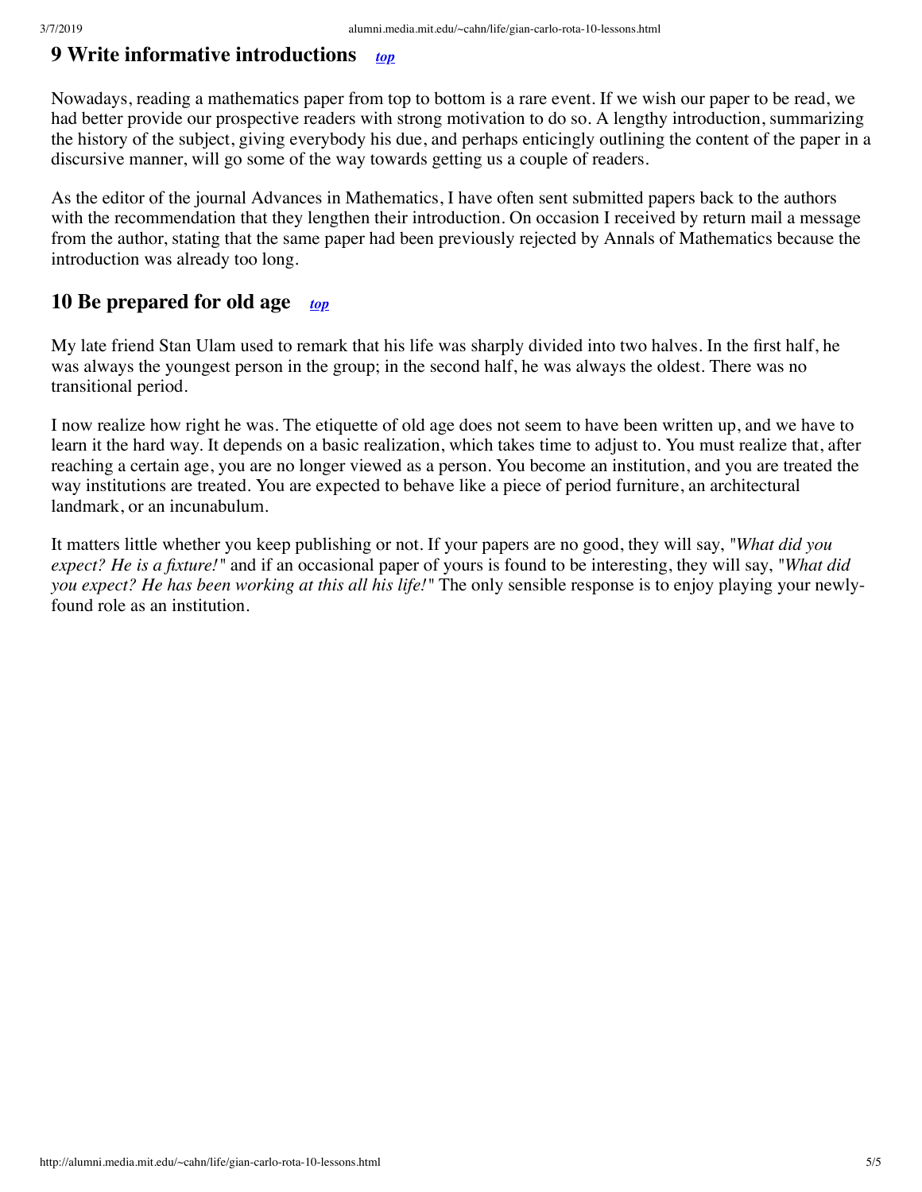## 9 Write informative introductions [top]

Nowadays, reading a mathematics paper from top to bottom is a rare event. If we wish our paper to be read, we had better provide our prospective readers with strong motivation to do so. A lengthy introduction, summarizing the history of the subject, giving everybody his due, and perhaps enticingly outlining the content of the paper in a discursive manner, will go some of the way towards getting us a couple of readers.

As the editor of the journal Advances in Mathematics, I have often sent submitted papers back to the authors with the recommendation that they lengthen their introduction. On occasion I received by return mail a message from the author, stating that the same paper had been previously rejected by Annals of Mathematics because the introduction was already too long.

## 10 Be prepared for old age [top]

My late friend Stan Ulam used to remark that his life was sharply divided into two halves. In the first half, he was always the youngest person in the group; in the second half, he was always the oldest. There was no transitional period.

I now realize how right he was. The etiquette of old age does not seem to have been written up, and we have to learn it the hard way. It depends on a basic realization, which takes time to adjust to. You must realize that, after reaching a certain age, you are no longer viewed as a person. You become an institution, and you are treated the way institutions are treated. You are expected to behave like a piece of period furniture, an architectural landmark, or an incunabulum.

It matters little whether you keep publishing or not. If your papers are no good, they will say, "*What did you expect? He is a fixture!*" and if an occasional paper of yours is found to be interesting, they will say, "*What did you expect? He has been working at this all his life!*" The only sensible response is to enjoy playing your newly-found role as an institution.